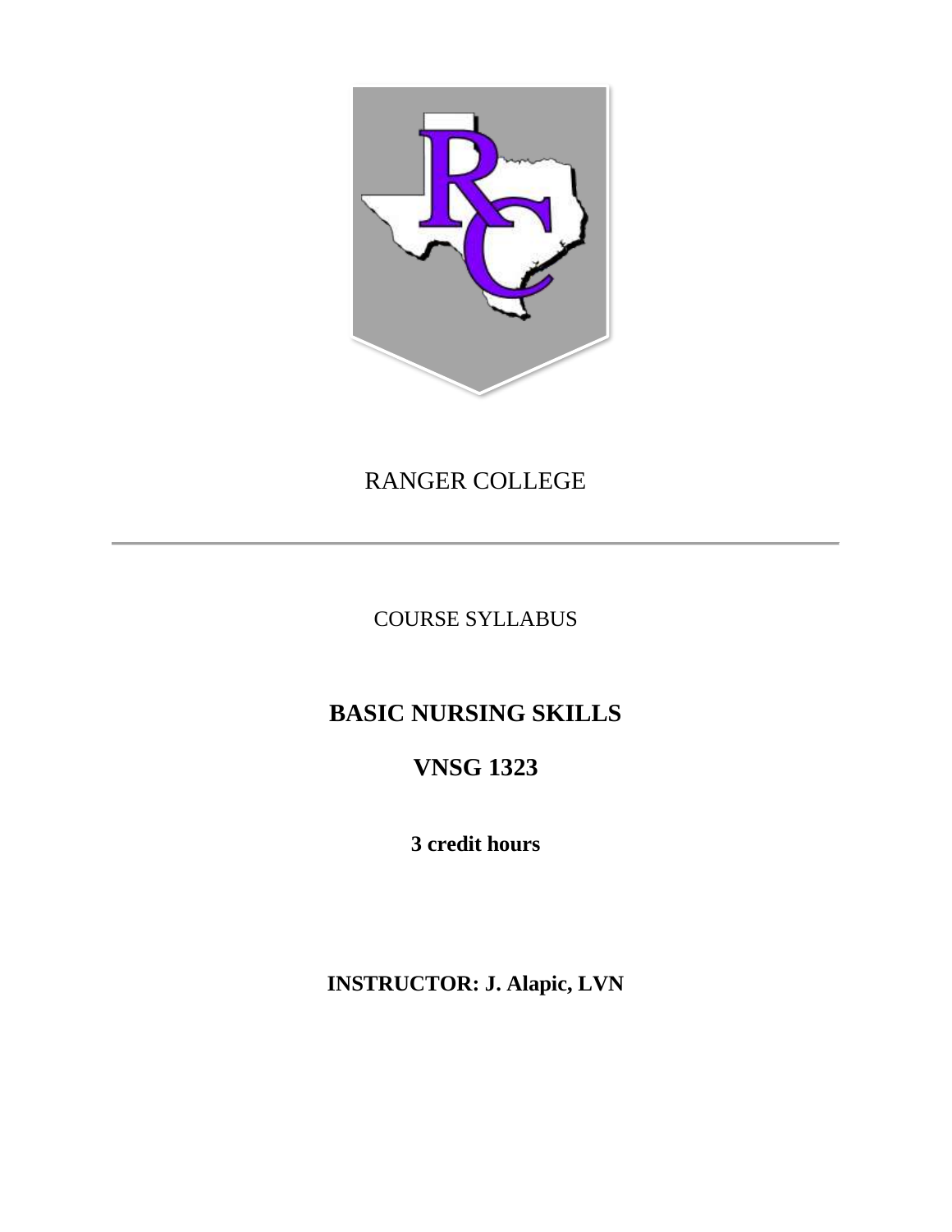RANGER COLLEGE

---

COURSE SYLLABUS

# BASIC NURSING SKILLS

## VNSG 1323

**3 credit hours**

**INSTRUCTOR: J. Alapic, LVN**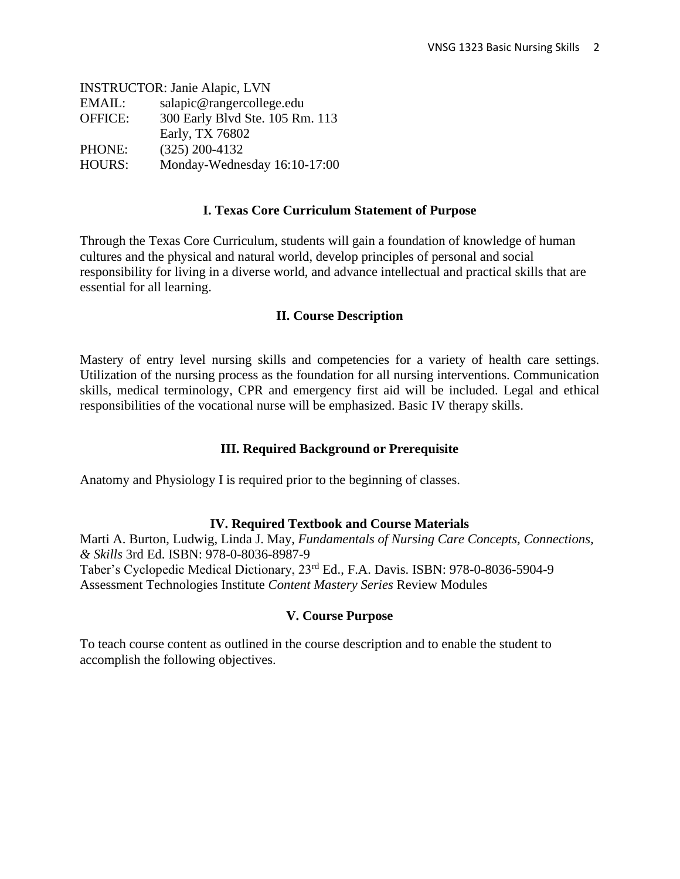INSTRUCTOR: Janie Alapic, LVN
EMAIL: salapic@rangercollege.edu
OFFICE: 300 Early Blvd Ste. 105 Rm. 113
Early, TX 76802
PHONE: (325) 200-4132
HOURS: Monday-Wednesday 16:10-17:00

## I. Texas Core Curriculum Statement of Purpose

Through the Texas Core Curriculum, students will gain a foundation of knowledge of human cultures and the physical and natural world, develop principles of personal and social responsibility for living in a diverse world, and advance intellectual and practical skills that are essential for all learning.

## II. Course Description

Mastery of entry level nursing skills and competencies for a variety of health care settings. Utilization of the nursing process as the foundation for all nursing interventions. Communication skills, medical terminology, CPR and emergency first aid will be included. Legal and ethical responsibilities of the vocational nurse will be emphasized. Basic IV therapy skills.

## III. Required Background or Prerequisite

Anatomy and Physiology I is required prior to the beginning of classes.

## IV. Required Textbook and Course Materials

Marti A. Burton, Ludwig, Linda J. May, *Fundamentals of Nursing Care Concepts, Connections, & Skills* 3rd Ed. ISBN: 978-0-8036-8987-9
Taber's Cyclopedic Medical Dictionary, 23rd Ed., F.A. Davis. ISBN: 978-0-8036-5904-9
Assessment Technologies Institute *Content Mastery Series* Review Modules

## V. Course Purpose

To teach course content as outlined in the course description and to enable the student to accomplish the following objectives.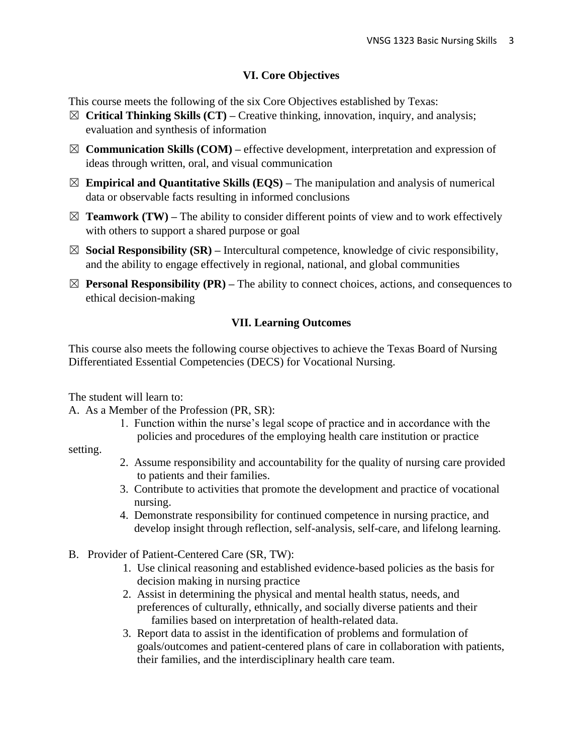## VI. Core Objectives

This course meets the following of the six Core Objectives established by Texas:

- ☒ **Critical Thinking Skills (CT) –** Creative thinking, innovation, inquiry, and analysis; evaluation and synthesis of information
- ☒ **Communication Skills (COM) –** effective development, interpretation and expression of ideas through written, oral, and visual communication
- ☒ **Empirical and Quantitative Skills (EQS) –** The manipulation and analysis of numerical data or observable facts resulting in informed conclusions
- ☒ **Teamwork (TW) –** The ability to consider different points of view and to work effectively with others to support a shared purpose or goal
- ☒ **Social Responsibility (SR) –** Intercultural competence, knowledge of civic responsibility, and the ability to engage effectively in regional, national, and global communities
- ☒ **Personal Responsibility (PR) –** The ability to connect choices, actions, and consequences to ethical decision-making

## VII. Learning Outcomes

This course also meets the following course objectives to achieve the Texas Board of Nursing Differentiated Essential Competencies (DECS) for Vocational Nursing.

The student will learn to:

A. As a Member of the Profession (PR, SR):

1. Function within the nurse's legal scope of practice and in accordance with the policies and procedures of the employing health care institution or practice setting.
2. Assume responsibility and accountability for the quality of nursing care provided to patients and their families.
3. Contribute to activities that promote the development and practice of vocational nursing.
4. Demonstrate responsibility for continued competence in nursing practice, and develop insight through reflection, self-analysis, self-care, and lifelong learning.

B. Provider of Patient-Centered Care (SR, TW):

1. Use clinical reasoning and established evidence-based policies as the basis for decision making in nursing practice
2. Assist in determining the physical and mental health status, needs, and preferences of culturally, ethnically, and socially diverse patients and their families based on interpretation of health-related data.
3. Report data to assist in the identification of problems and formulation of goals/outcomes and patient-centered plans of care in collaboration with patients, their families, and the interdisciplinary health care team.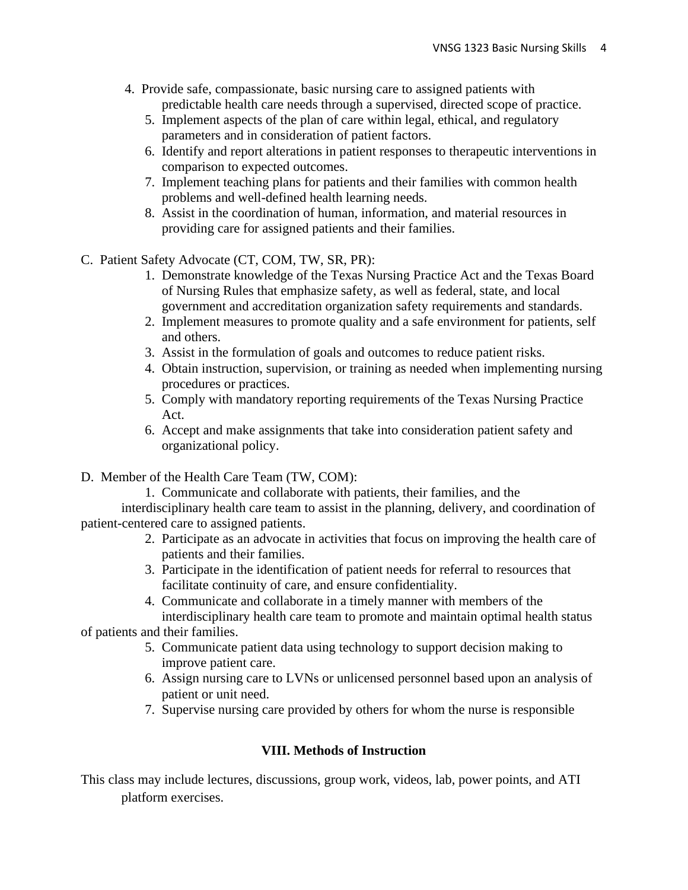4. Provide safe, compassionate, basic nursing care to assigned patients with predictable health care needs through a supervised, directed scope of practice.
5. Implement aspects of the plan of care within legal, ethical, and regulatory parameters and in consideration of patient factors.
6. Identify and report alterations in patient responses to therapeutic interventions in comparison to expected outcomes.
7. Implement teaching plans for patients and their families with common health problems and well-defined health learning needs.
8. Assist in the coordination of human, information, and material resources in providing care for assigned patients and their families.

C. Patient Safety Advocate (CT, COM, TW, SR, PR):

1. Demonstrate knowledge of the Texas Nursing Practice Act and the Texas Board of Nursing Rules that emphasize safety, as well as federal, state, and local government and accreditation organization safety requirements and standards.
2. Implement measures to promote quality and a safe environment for patients, self and others.
3. Assist in the formulation of goals and outcomes to reduce patient risks.
4. Obtain instruction, supervision, or training as needed when implementing nursing procedures or practices.
5. Comply with mandatory reporting requirements of the Texas Nursing Practice Act.
6. Accept and make assignments that take into consideration patient safety and organizational policy.

D. Member of the Health Care Team (TW, COM):

1. Communicate and collaborate with patients, their families, and the interdisciplinary health care team to assist in the planning, delivery, and coordination of patient-centered care to assigned patients.
2. Participate as an advocate in activities that focus on improving the health care of patients and their families.
3. Participate in the identification of patient needs for referral to resources that facilitate continuity of care, and ensure confidentiality.
4. Communicate and collaborate in a timely manner with members of the interdisciplinary health care team to promote and maintain optimal health status of patients and their families.
5. Communicate patient data using technology to support decision making to improve patient care.
6. Assign nursing care to LVNs or unlicensed personnel based upon an analysis of patient or unit need.
7. Supervise nursing care provided by others for whom the nurse is responsible

## VIII. Methods of Instruction

This class may include lectures, discussions, group work, videos, lab, power points, and ATI platform exercises.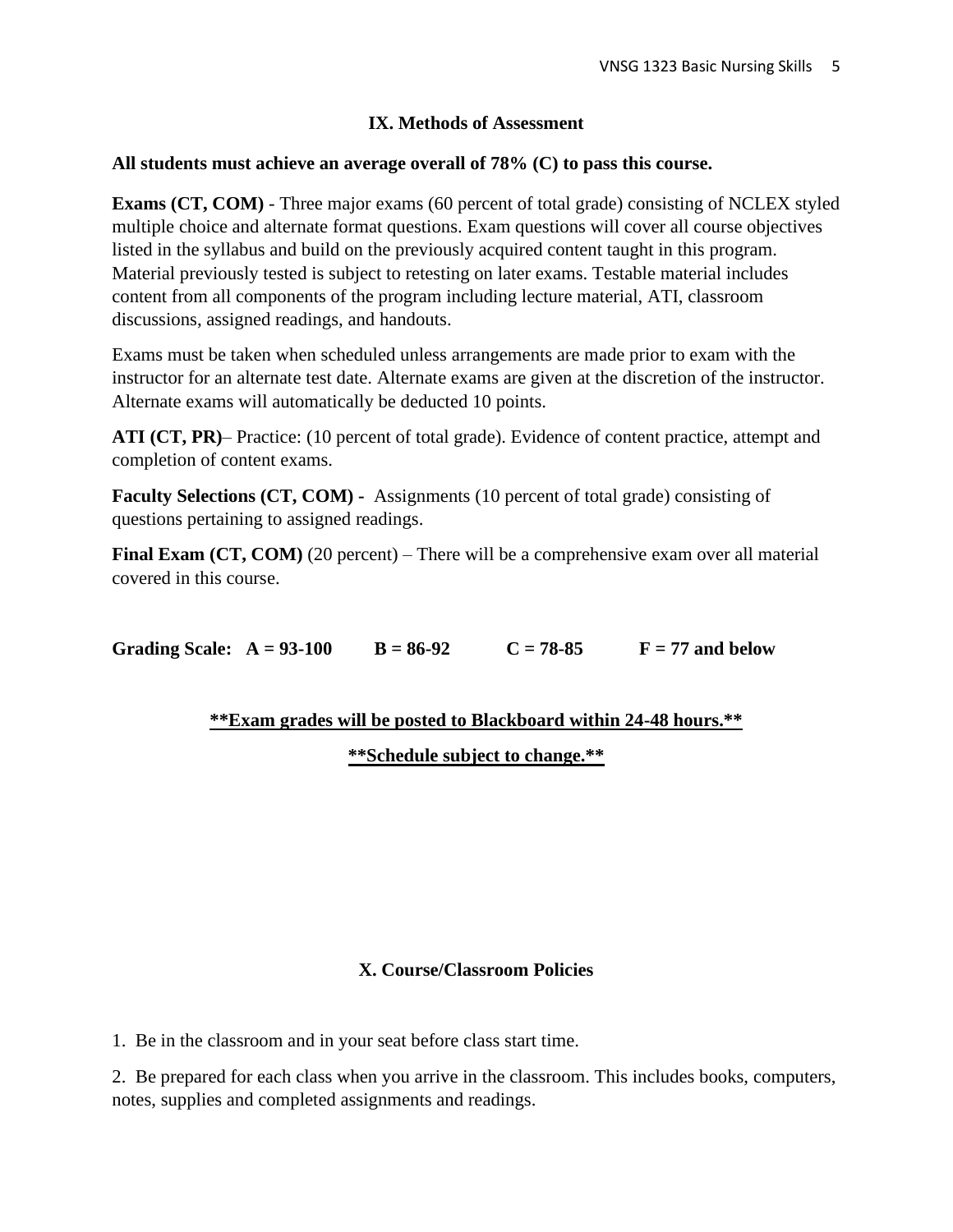## IX. Methods of Assessment

**All students must achieve an average overall of 78% (C) to pass this course.**

**Exams (CT, COM)** - Three major exams (60 percent of total grade) consisting of NCLEX styled multiple choice and alternate format questions. Exam questions will cover all course objectives listed in the syllabus and build on the previously acquired content taught in this program. Material previously tested is subject to retesting on later exams. Testable material includes content from all components of the program including lecture material, ATI, classroom discussions, assigned readings, and handouts.

Exams must be taken when scheduled unless arrangements are made prior to exam with the instructor for an alternate test date. Alternate exams are given at the discretion of the instructor. Alternate exams will automatically be deducted 10 points.

**ATI (CT, PR)**– Practice: (10 percent of total grade). Evidence of content practice, attempt and completion of content exams.

**Faculty Selections (CT, COM) -** Assignments (10 percent of total grade) consisting of questions pertaining to assigned readings.

**Final Exam (CT, COM)** (20 percent) – There will be a comprehensive exam over all material covered in this course.

**Grading Scale: A = 93-100 B = 86-92 C = 78-85 F = 77 and below**

**<u>**Exam grades will be posted to Blackboard within 24-48 hours.**</u>**

**<u>**Schedule subject to change.**</u>**

## X. Course/Classroom Policies

1. Be in the classroom and in your seat before class start time.

2. Be prepared for each class when you arrive in the classroom. This includes books, computers, notes, supplies and completed assignments and readings.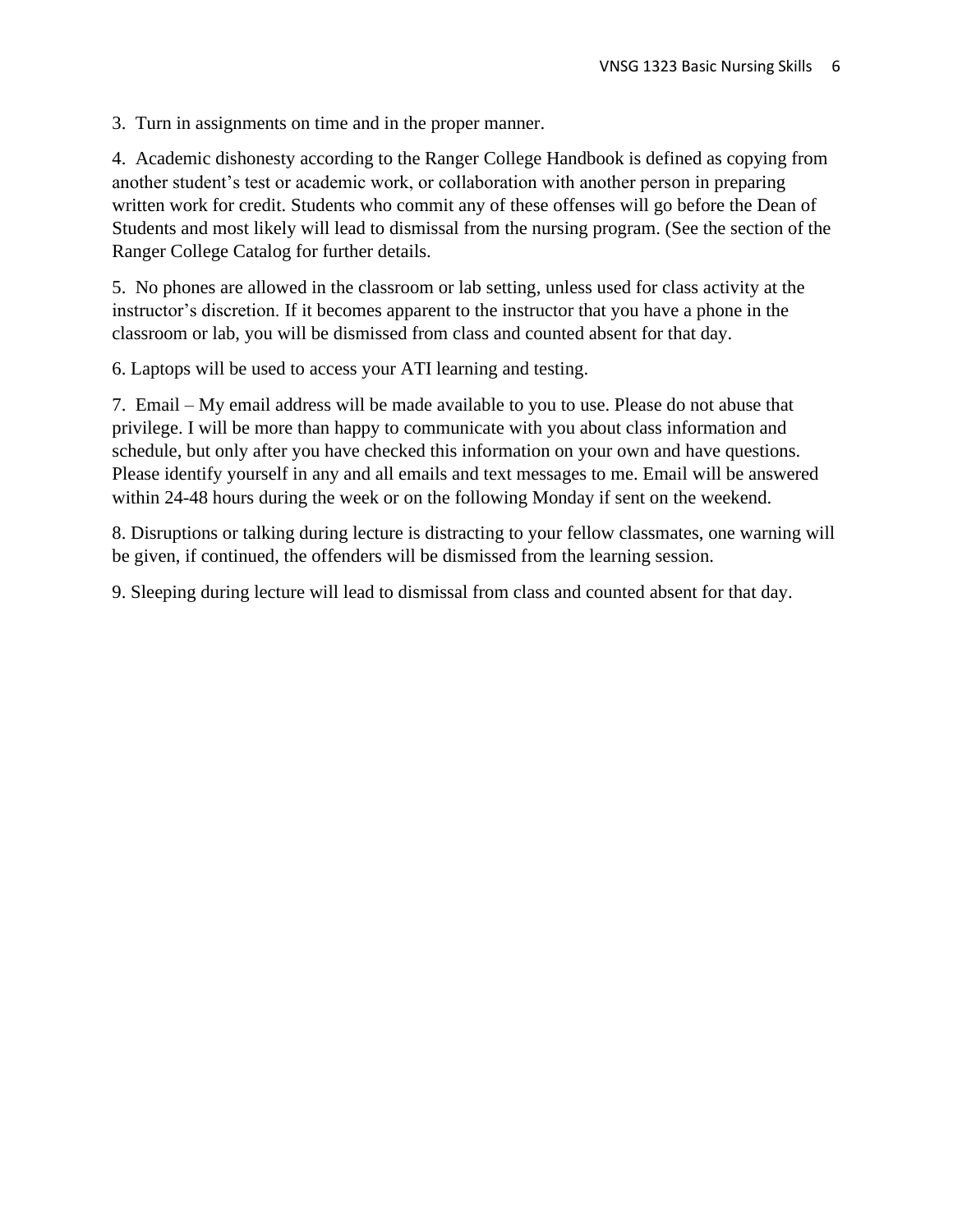3. Turn in assignments on time and in the proper manner.

4. Academic dishonesty according to the Ranger College Handbook is defined as copying from another student's test or academic work, or collaboration with another person in preparing written work for credit. Students who commit any of these offenses will go before the Dean of Students and most likely will lead to dismissal from the nursing program. (See the section of the Ranger College Catalog for further details.

5. No phones are allowed in the classroom or lab setting, unless used for class activity at the instructor's discretion. If it becomes apparent to the instructor that you have a phone in the classroom or lab, you will be dismissed from class and counted absent for that day.

6. Laptops will be used to access your ATI learning and testing.

7. Email – My email address will be made available to you to use. Please do not abuse that privilege. I will be more than happy to communicate with you about class information and schedule, but only after you have checked this information on your own and have questions. Please identify yourself in any and all emails and text messages to me. Email will be answered within 24-48 hours during the week or on the following Monday if sent on the weekend.

8. Disruptions or talking during lecture is distracting to your fellow classmates, one warning will be given, if continued, the offenders will be dismissed from the learning session.

9. Sleeping during lecture will lead to dismissal from class and counted absent for that day.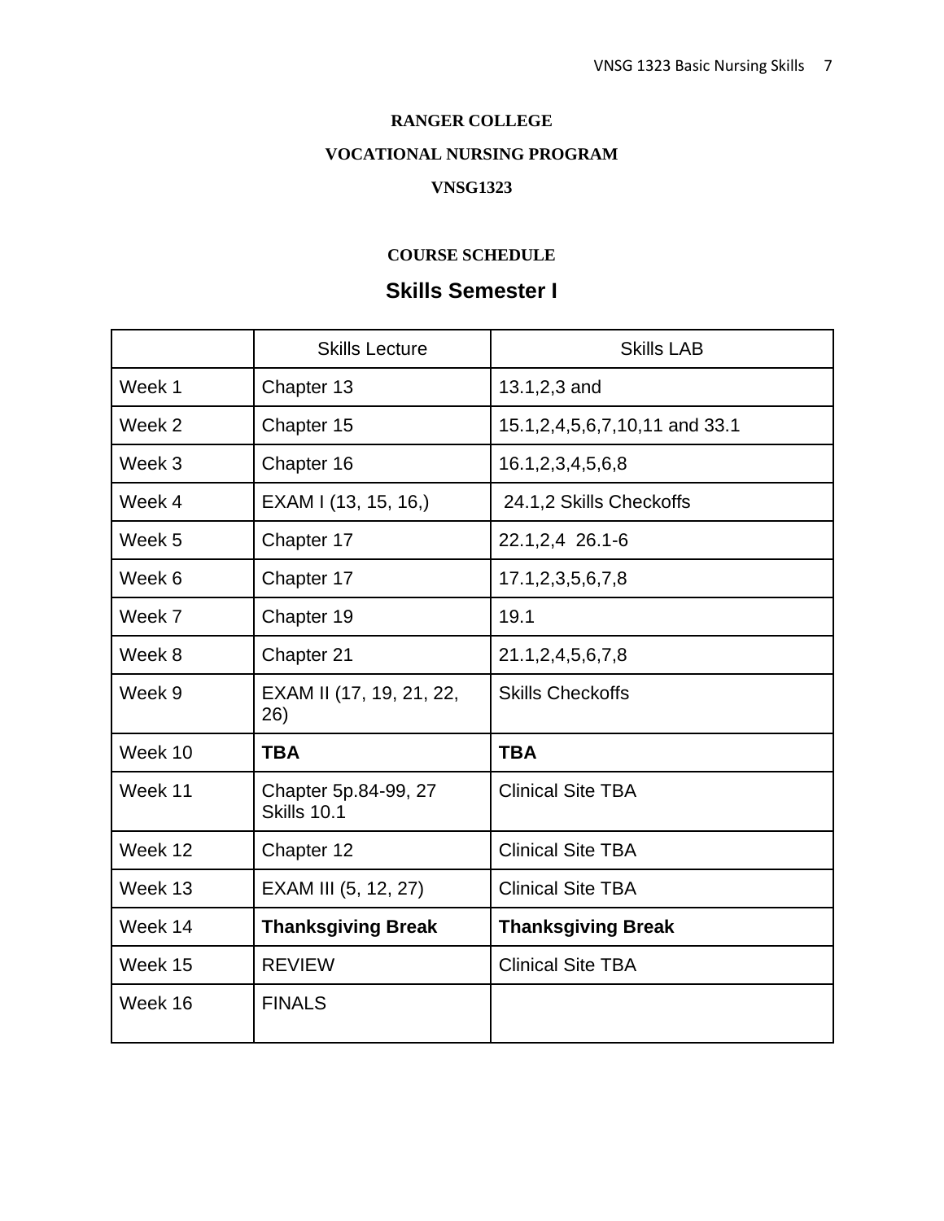**RANGER COLLEGE**

**VOCATIONAL NURSING PROGRAM**

**VNSG1323**

**COURSE SCHEDULE**

## Skills Semester I

| | Skills Lecture | Skills LAB |
|---|---|---|
| Week 1 | Chapter 13 | 13.1,2,3 and |
| Week 2 | Chapter 15 | 15.1,2,4,5,6,7,10,11 and 33.1 |
| Week 3 | Chapter 16 | 16.1,2,3,4,5,6,8 |
| Week 4 | EXAM I (13, 15, 16,) | 24.1,2 Skills Checkoffs |
| Week 5 | Chapter 17 | 22.1,2,4 26.1-6 |
| Week 6 | Chapter 17 | 17.1,2,3,5,6,7,8 |
| Week 7 | Chapter 19 | 19.1 |
| Week 8 | Chapter 21 | 21.1,2,4,5,6,7,8 |
| Week 9 | EXAM II (17, 19, 21, 22, 26) | Skills Checkoffs |
| Week 10 | **TBA** | **TBA** |
| Week 11 | Chapter 5p.84-99, 27 Skills 10.1 | Clinical Site TBA |
| Week 12 | Chapter 12 | Clinical Site TBA |
| Week 13 | EXAM III (5, 12, 27) | Clinical Site TBA |
| Week 14 | **Thanksgiving Break** | **Thanksgiving Break** |
| Week 15 | REVIEW | Clinical Site TBA |
| Week 16 | FINALS | |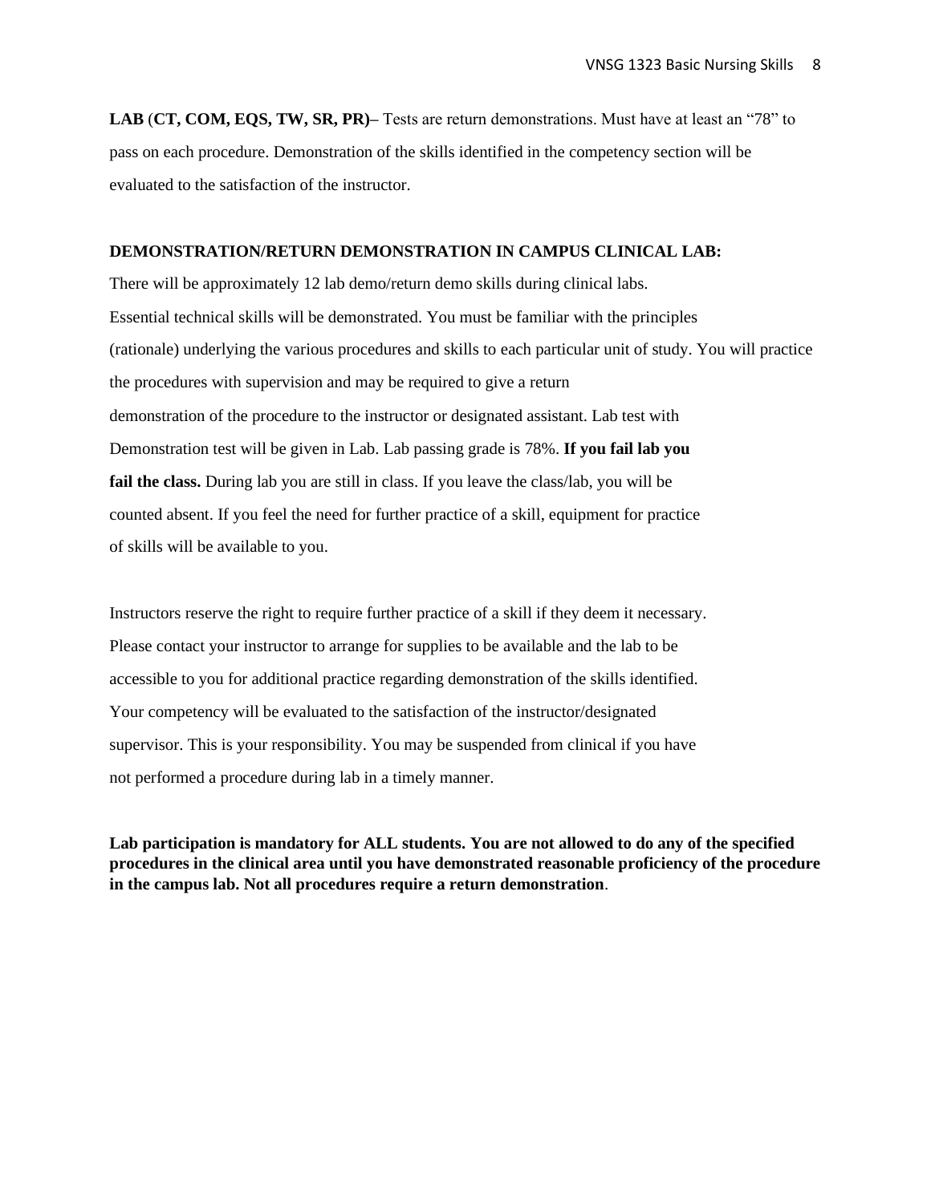**LAB (CT, COM, EQS, TW, SR, PR)–** Tests are return demonstrations. Must have at least an "78" to pass on each procedure. Demonstration of the skills identified in the competency section will be evaluated to the satisfaction of the instructor.

**DEMONSTRATION/RETURN DEMONSTRATION IN CAMPUS CLINICAL LAB:**

There will be approximately 12 lab demo/return demo skills during clinical labs. Essential technical skills will be demonstrated. You must be familiar with the principles (rationale) underlying the various procedures and skills to each particular unit of study. You will practice the procedures with supervision and may be required to give a return demonstration of the procedure to the instructor or designated assistant. Lab test with Demonstration test will be given in Lab. Lab passing grade is 78%. **If you fail lab you fail the class.** During lab you are still in class. If you leave the class/lab, you will be counted absent. If you feel the need for further practice of a skill, equipment for practice of skills will be available to you.

Instructors reserve the right to require further practice of a skill if they deem it necessary. Please contact your instructor to arrange for supplies to be available and the lab to be accessible to you for additional practice regarding demonstration of the skills identified. Your competency will be evaluated to the satisfaction of the instructor/designated supervisor. This is your responsibility. You may be suspended from clinical if you have not performed a procedure during lab in a timely manner.

**Lab participation is mandatory for ALL students. You are not allowed to do any of the specified procedures in the clinical area until you have demonstrated reasonable proficiency of the procedure in the campus lab. Not all procedures require a return demonstration**.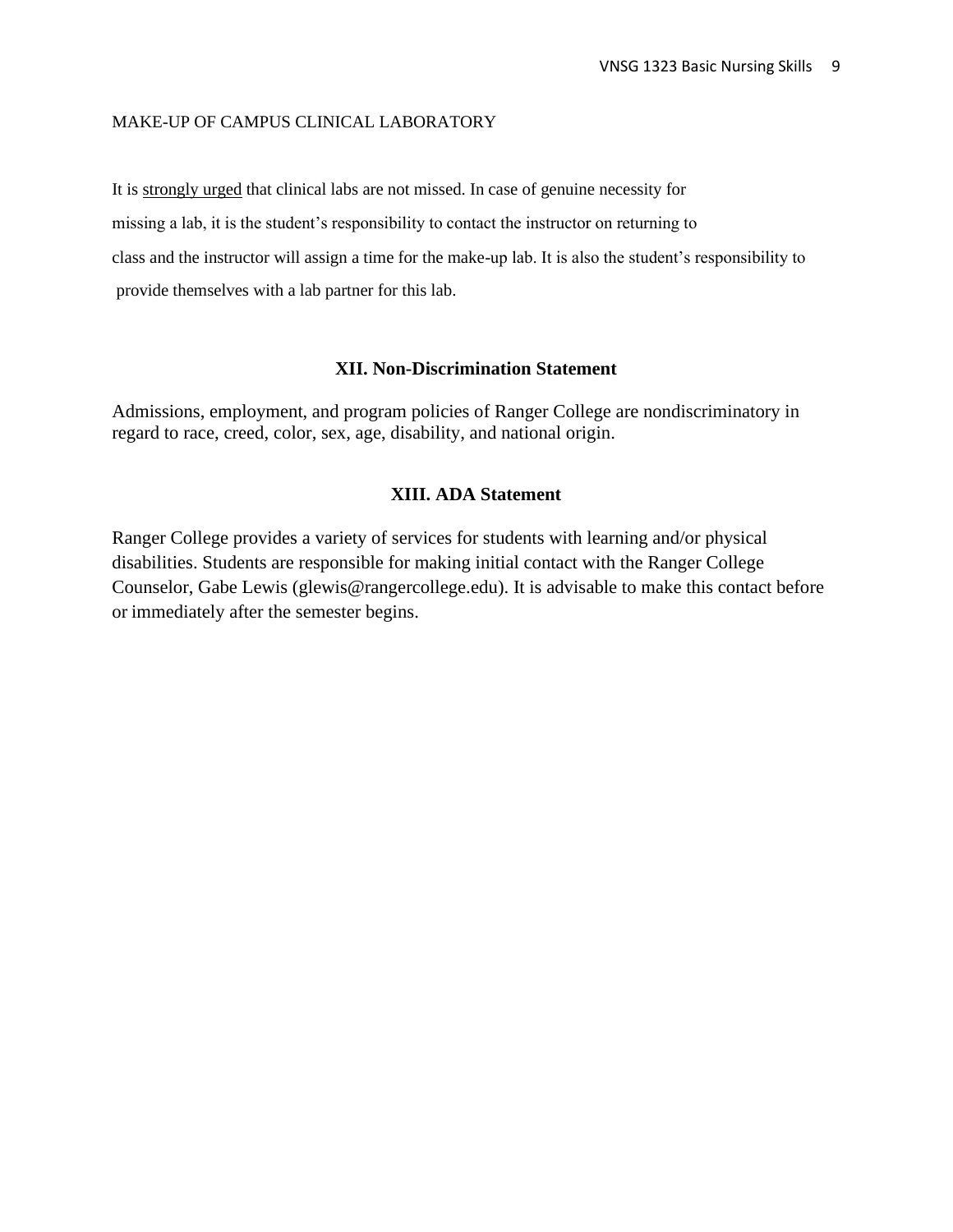MAKE-UP OF CAMPUS CLINICAL LABORATORY

It is <u>strongly urged</u> that clinical labs are not missed. In case of genuine necessity for missing a lab, it is the student's responsibility to contact the instructor on returning to class and the instructor will assign a time for the make-up lab. It is also the student's responsibility to provide themselves with a lab partner for this lab.

## XII. Non-Discrimination Statement

Admissions, employment, and program policies of Ranger College are nondiscriminatory in regard to race, creed, color, sex, age, disability, and national origin.

## XIII. ADA Statement

Ranger College provides a variety of services for students with learning and/or physical disabilities. Students are responsible for making initial contact with the Ranger College Counselor, Gabe Lewis (glewis@rangercollege.edu). It is advisable to make this contact before or immediately after the semester begins.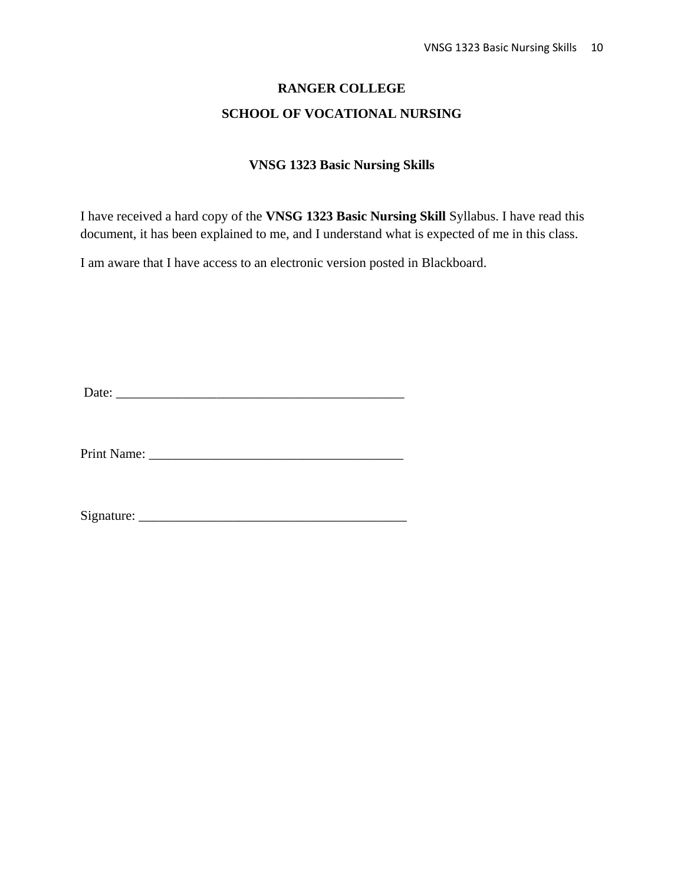**RANGER COLLEGE**

**SCHOOL OF VOCATIONAL NURSING**

**VNSG 1323 Basic Nursing Skills**

I have received a hard copy of the **VNSG 1323 Basic Nursing Skill** Syllabus. I have read this document, it has been explained to me, and I understand what is expected of me in this class.

I am aware that I have access to an electronic version posted in Blackboard.

Date: ___________________________________________

Print Name: _____________________________________

Signature: _______________________________________